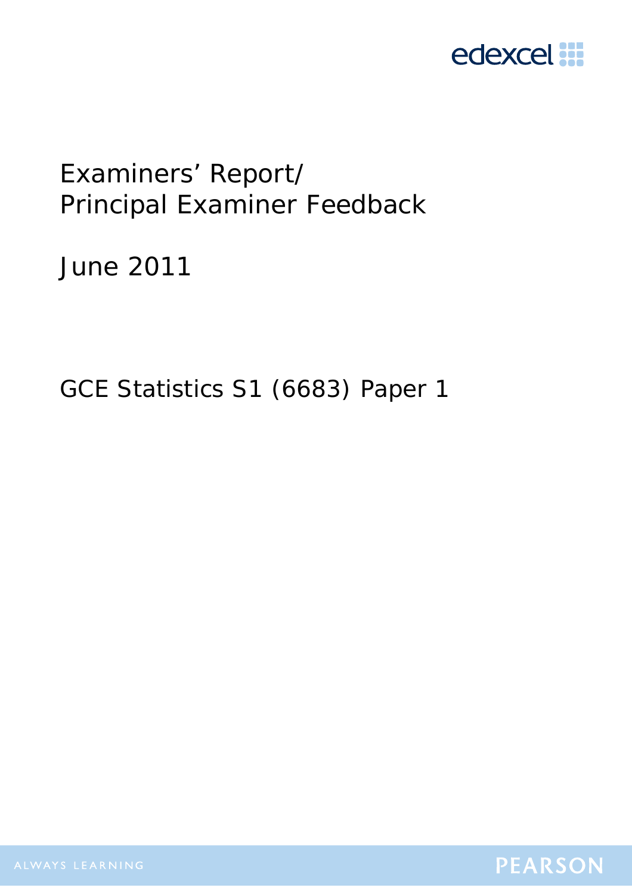# Examiners' Report/ Principal Examiner Feedback

## June 2011

## GCE Statistics S1 (6683) Paper 1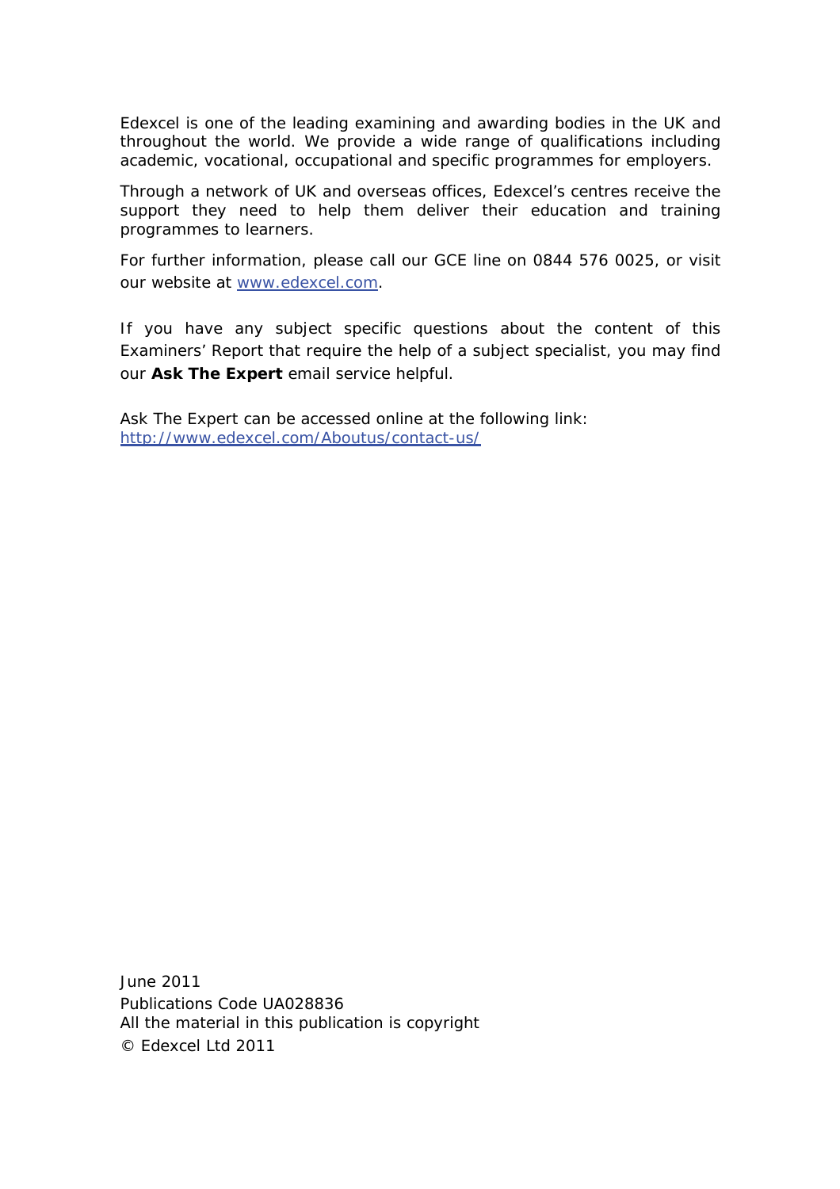Edexcel is one of the leading examining and awarding bodies in the UK and throughout the world. We provide a wide range of qualifications including academic, vocational, occupational and specific programmes for employers.

Through a network of UK and overseas offices, Edexcel's centres receive the support they need to help them deliver their education and training programmes to learners.

For further information, please call our GCE line on 0844 576 0025, or visit our website at [www.edexcel.com](http://www.edexcel.com).

If you have any subject specific questions about the content of this Examiners' Report that require the help of a subject specialist, you may find our **Ask The Expert** email service helpful.

Ask The Expert can be accessed online at the following link:
[http://www.edexcel.com/Aboutus/contact-us/](http://www.edexcel.com/Aboutus/contact-us/)

June 2011
Publications Code UA028836
All the material in this publication is copyright
© Edexcel Ltd 2011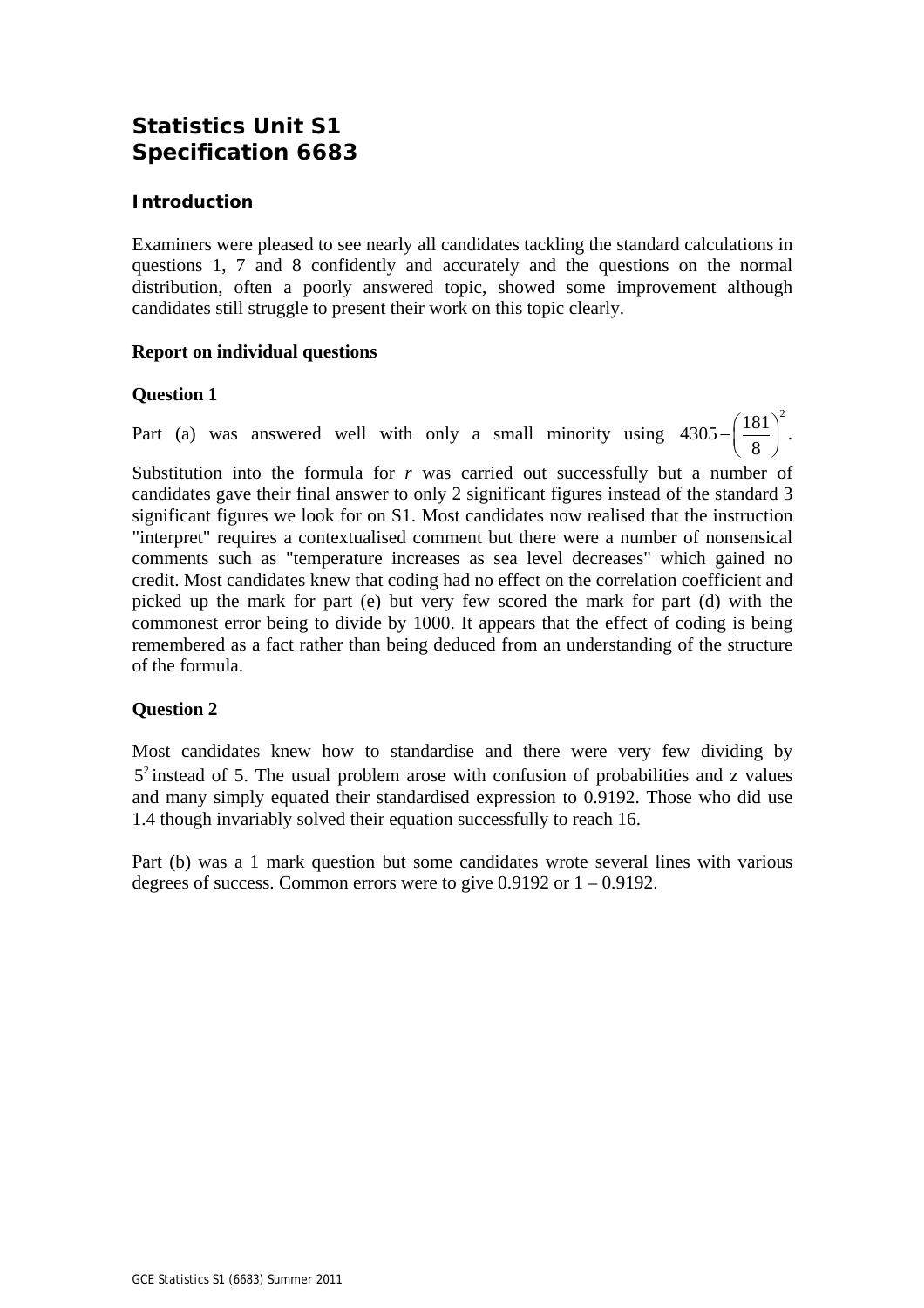# Statistics Unit S1
# Specification 6683

### Introduction

Examiners were pleased to see nearly all candidates tackling the standard calculations in questions 1, 7 and 8 confidently and accurately and the questions on the normal distribution, often a poorly answered topic, showed some improvement although candidates still struggle to present their work on this topic clearly.

### Report on individual questions

### Question 1

Part (a) was answered well with only a small minority using $4305 - \left(\frac{181}{8}\right)^2$.

Substitution into the formula for $r$ was carried out successfully but a number of candidates gave their final answer to only 2 significant figures instead of the standard 3 significant figures we look for on S1. Most candidates now realised that the instruction "interpret" requires a contextualised comment but there were a number of nonsensical comments such as "temperature increases as sea level decreases" which gained no credit. Most candidates knew that coding had no effect on the correlation coefficient and picked up the mark for part (e) but very few scored the mark for part (d) with the commonest error being to divide by 1000. It appears that the effect of coding is being remembered as a fact rather than being deduced from an understanding of the structure of the formula.

### Question 2

Most candidates knew how to standardise and there were very few dividing by $5^2$ instead of 5. The usual problem arose with confusion of probabilities and z values and many simply equated their standardised expression to 0.9192. Those who did use 1.4 though invariably solved their equation successfully to reach 16.

Part (b) was a 1 mark question but some candidates wrote several lines with various degrees of success. Common errors were to give 0.9192 or 1 – 0.9192.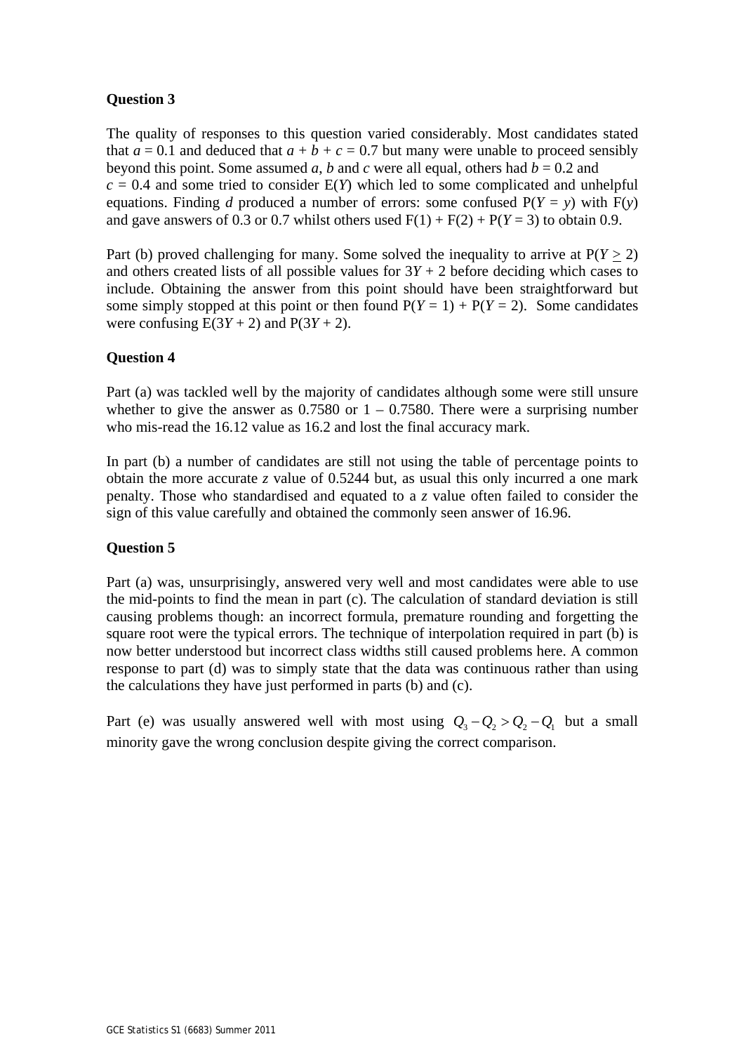**Question 3**

The quality of responses to this question varied considerably. Most candidates stated that $a = 0.1$ and deduced that $a + b + c = 0.7$ but many were unable to proceed sensibly beyond this point. Some assumed $a$, $b$ and $c$ were all equal, others had $b = 0.2$ and $c = 0.4$ and some tried to consider $E(Y)$ which led to some complicated and unhelpful equations. Finding $d$ produced a number of errors: some confused $P(Y = y)$ with $F(y)$ and gave answers of 0.3 or 0.7 whilst others used $F(1) + F(2) + P(Y = 3)$ to obtain 0.9.

Part (b) proved challenging for many. Some solved the inequality to arrive at $P(Y \geq 2)$ and others created lists of all possible values for $3Y + 2$ before deciding which cases to include. Obtaining the answer from this point should have been straightforward but some simply stopped at this point or then found $P(Y = 1) + P(Y = 2)$. Some candidates were confusing $E(3Y + 2)$ and $P(3Y + 2)$.

**Question 4**

Part (a) was tackled well by the majority of candidates although some were still unsure whether to give the answer as 0.7580 or 1 – 0.7580. There were a surprising number who mis-read the 16.12 value as 16.2 and lost the final accuracy mark.

In part (b) a number of candidates are still not using the table of percentage points to obtain the more accurate $z$ value of 0.5244 but, as usual this only incurred a one mark penalty. Those who standardised and equated to a $z$ value often failed to consider the sign of this value carefully and obtained the commonly seen answer of 16.96.

**Question 5**

Part (a) was, unsurprisingly, answered very well and most candidates were able to use the mid-points to find the mean in part (c). The calculation of standard deviation is still causing problems though: an incorrect formula, premature rounding and forgetting the square root were the typical errors. The technique of interpolation required in part (b) is now better understood but incorrect class widths still caused problems here. A common response to part (d) was to simply state that the data was continuous rather than using the calculations they have just performed in parts (b) and (c).

Part (e) was usually answered well with most using $Q_3 - Q_2 > Q_2 - Q_1$ but a small minority gave the wrong conclusion despite giving the correct comparison.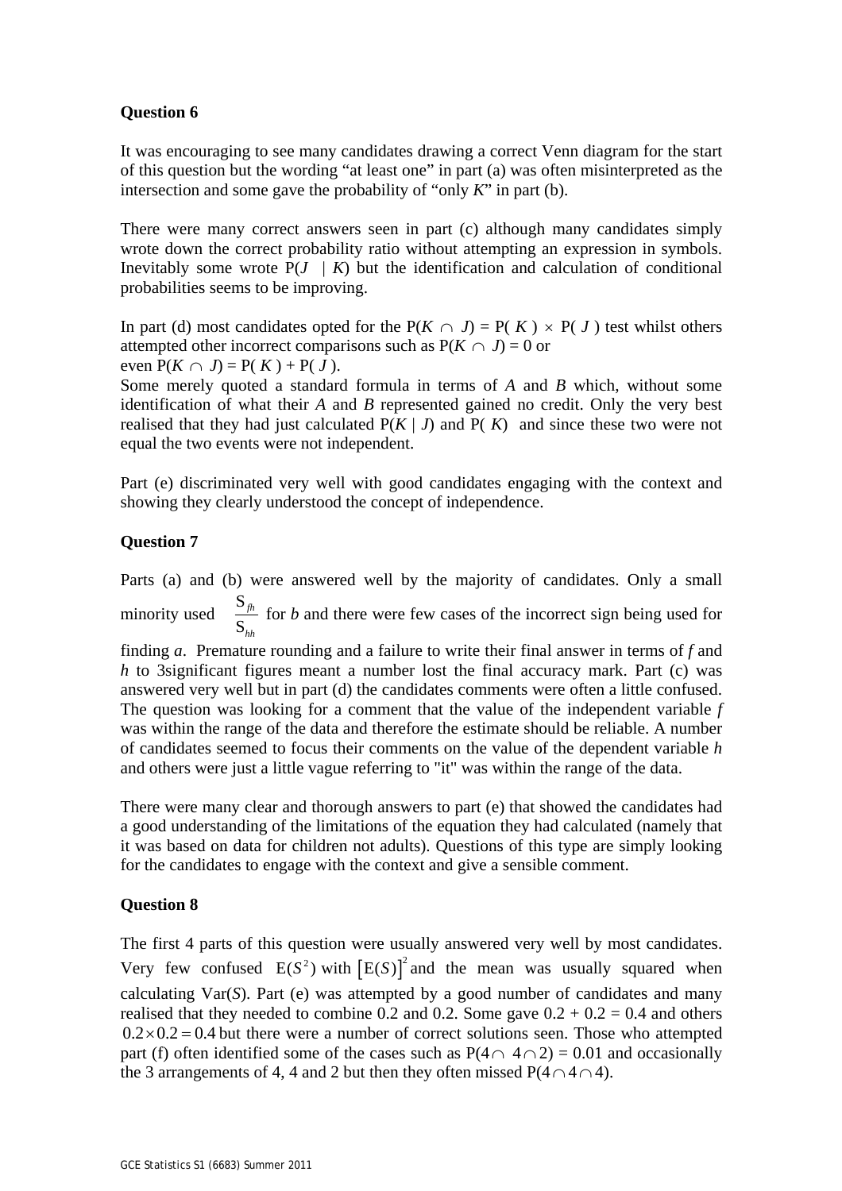**Question 6**

It was encouraging to see many candidates drawing a correct Venn diagram for the start of this question but the wording "at least one" in part (a) was often misinterpreted as the intersection and some gave the probability of "only $K$" in part (b).

There were many correct answers seen in part (c) although many candidates simply wrote down the correct probability ratio without attempting an expression in symbols. Inevitably some wrote $P(J \mid K)$ but the identification and calculation of conditional probabilities seems to be improving.

In part (d) most candidates opted for the $P(K \cap J) = P(K) \times P(J)$ test whilst others attempted other incorrect comparisons such as $P(K \cap J) = 0$ or even $P(K \cap J) = P(K) + P(J)$.
Some merely quoted a standard formula in terms of $A$ and $B$ which, without some identification of what their $A$ and $B$ represented gained no credit. Only the very best realised that they had just calculated $P(K \mid J)$ and $P(K)$ and since these two were not equal the two events were not independent.

Part (e) discriminated very well with good candidates engaging with the context and showing they clearly understood the concept of independence.

**Question 7**

Parts (a) and (b) were answered well by the majority of candidates. Only a small minority used $\frac{S_{fh}}{S_{hh}}$ for $b$ and there were few cases of the incorrect sign being used for finding $a$. Premature rounding and a failure to write their final answer in terms of $f$ and $h$ to 3significant figures meant a number lost the final accuracy mark. Part (c) was answered very well but in part (d) the candidates comments were often a little confused. The question was looking for a comment that the value of the independent variable $f$ was within the range of the data and therefore the estimate should be reliable. A number of candidates seemed to focus their comments on the value of the dependent variable $h$ and others were just a little vague referring to "it" was within the range of the data.

There were many clear and thorough answers to part (e) that showed the candidates had a good understanding of the limitations of the equation they had calculated (namely that it was based on data for children not adults). Questions of this type are simply looking for the candidates to engage with the context and give a sensible comment.

**Question 8**

The first 4 parts of this question were usually answered very well by most candidates. Very few confused $E(S^2)$ with $[E(S)]^2$ and the mean was usually squared when calculating Var($S$). Part (e) was attempted by a good number of candidates and many realised that they needed to combine 0.2 and 0.2. Some gave $0.2 + 0.2 = 0.4$ and others $0.2 \times 0.2 = 0.4$ but there were a number of correct solutions seen. Those who attempted part (f) often identified some of the cases such as $P(4 \cap 4 \cap 2) = 0.01$ and occasionally the 3 arrangements of 4, 4 and 2 but then they often missed $P(4 \cap 4 \cap 4)$.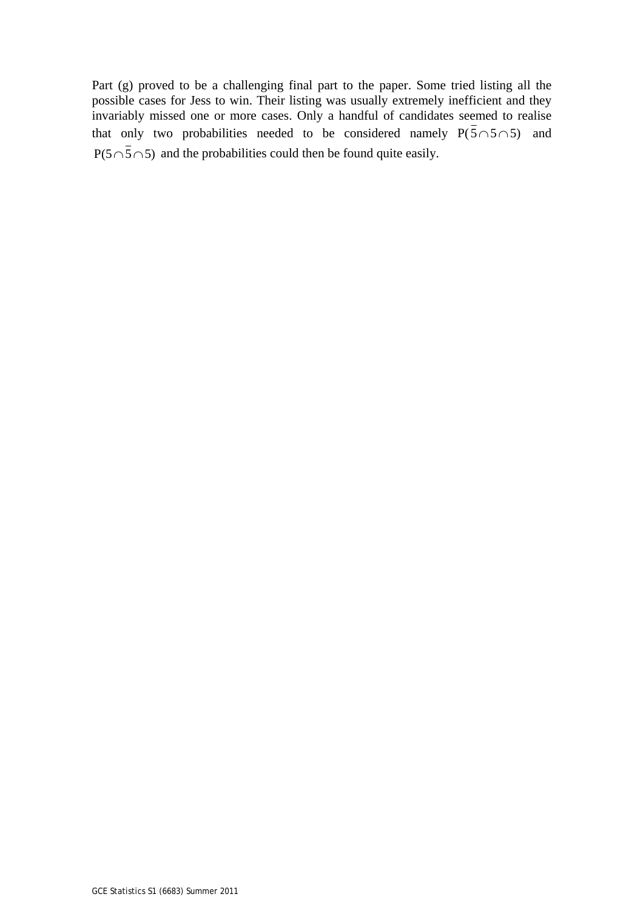Part (g) proved to be a challenging final part to the paper. Some tried listing all the possible cases for Jess to win. Their listing was usually extremely inefficient and they invariably missed one or more cases. Only a handful of candidates seemed to realise that only two probabilities needed to be considered namely $\mathrm{P}(\bar{5} \cap 5 \cap 5)$ and $\mathrm{P}(5 \cap \bar{5} \cap 5)$ and the probabilities could then be found quite easily.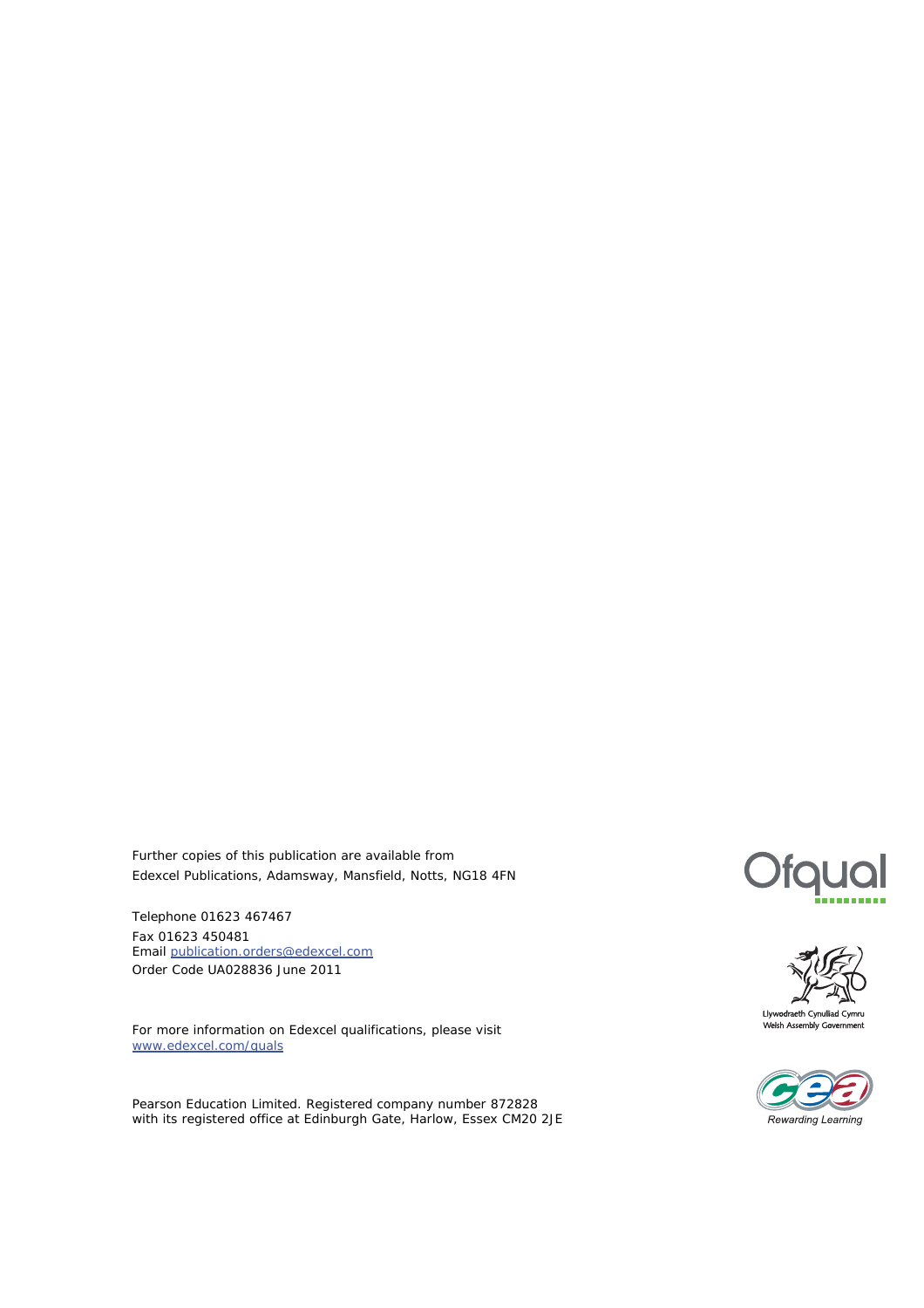Further copies of this publication are available from
Edexcel Publications, Adamsway, Mansfield, Notts, NG18 4FN

Telephone 01623 467467
Fax 01623 450481
Email publication.orders@edexcel.com
Order Code UA028836 June 2011

For more information on Edexcel qualifications, please visit
www.edexcel.com/quals

Pearson Education Limited. Registered company number 872828
with its registered office at Edinburgh Gate, Harlow, Essex CM20 2JE

Ofqual

Llywodraeth Cynulliad Cymru
Welsh Assembly Government

Rewarding Learning